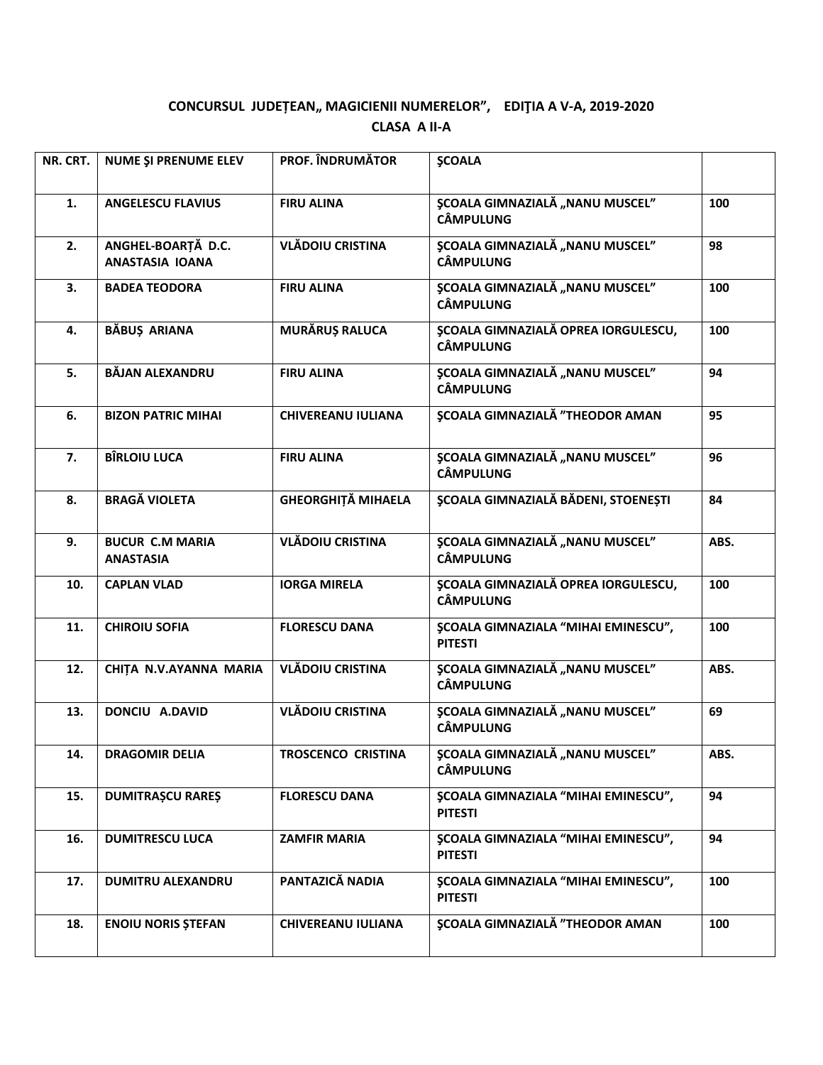**CONCURSUL JUDEȚEAN„ MAGICIENII NUMERELOR”, EDIŢIA A V-A, 2019-2020**

**CLASA A II-A**

| NR. CRT. | NUME ŞI PRENUME ELEV | PROF. ÎNDRUMĂTOR | ŞCOALA | |
|---|---|---|---|---|
| 1. | ANGELESCU FLAVIUS | FIRU ALINA | ŞCOALA GIMNAZIALĂ „NANU MUSCEL” CÂMPULUNG | 100 |
| 2. | ANGHEL-BOARȚĂ D.C. ANASTASIA IOANA | VLĂDOIU CRISTINA | ŞCOALA GIMNAZIALĂ „NANU MUSCEL” CÂMPULUNG | 98 |
| 3. | BADEA TEODORA | FIRU ALINA | ŞCOALA GIMNAZIALĂ „NANU MUSCEL” CÂMPULUNG | 100 |
| 4. | BĂBUȘ ARIANA | MURĂRUȘ RALUCA | ŞCOALA GIMNAZIALĂ OPREA IORGULESCU, CÂMPULUNG | 100 |
| 5. | BĂJAN ALEXANDRU | FIRU ALINA | ŞCOALA GIMNAZIALĂ „NANU MUSCEL” CÂMPULUNG | 94 |
| 6. | BIZON PATRIC MIHAI | CHIVEREANU IULIANA | ŞCOALA GIMNAZIALĂ ”THEODOR AMAN | 95 |
| 7. | BÎRLOIU LUCA | FIRU ALINA | ŞCOALA GIMNAZIALĂ „NANU MUSCEL” CÂMPULUNG | 96 |
| 8. | BRAGĂ VIOLETA | GHEORGHIȚĂ MIHAELA | ŞCOALA GIMNAZIALĂ BĂDENI, STOENEȘTI | 84 |
| 9. | BUCUR C.M MARIA ANASTASIA | VLĂDOIU CRISTINA | ŞCOALA GIMNAZIALĂ „NANU MUSCEL” CÂMPULUNG | ABS. |
| 10. | CAPLAN VLAD | IORGA MIRELA | ŞCOALA GIMNAZIALĂ OPREA IORGULESCU, CÂMPULUNG | 100 |
| 11. | CHIROIU SOFIA | FLORESCU DANA | ŞCOALA GIMNAZIALA “MIHAI EMINESCU”, PITESTI | 100 |
| 12. | CHIȚA N.V.AYANNA MARIA | VLĂDOIU CRISTINA | ŞCOALA GIMNAZIALĂ „NANU MUSCEL” CÂMPULUNG | ABS. |
| 13. | DONCIU A.DAVID | VLĂDOIU CRISTINA | ŞCOALA GIMNAZIALĂ „NANU MUSCEL” CÂMPULUNG | 69 |
| 14. | DRAGOMIR DELIA | TROSCENCO CRISTINA | ŞCOALA GIMNAZIALĂ „NANU MUSCEL” CÂMPULUNG | ABS. |
| 15. | DUMITRAȘCU RAREȘ | FLORESCU DANA | ŞCOALA GIMNAZIALA “MIHAI EMINESCU”, PITESTI | 94 |
| 16. | DUMITRESCU LUCA | ZAMFIR MARIA | ŞCOALA GIMNAZIALA “MIHAI EMINESCU”, PITESTI | 94 |
| 17. | DUMITRU ALEXANDRU | PANTAZICĂ NADIA | ŞCOALA GIMNAZIALA “MIHAI EMINESCU”, PITESTI | 100 |
| 18. | ENOIU NORIS ȘTEFAN | CHIVEREANU IULIANA | ŞCOALA GIMNAZIALĂ ”THEODOR AMAN | 100 |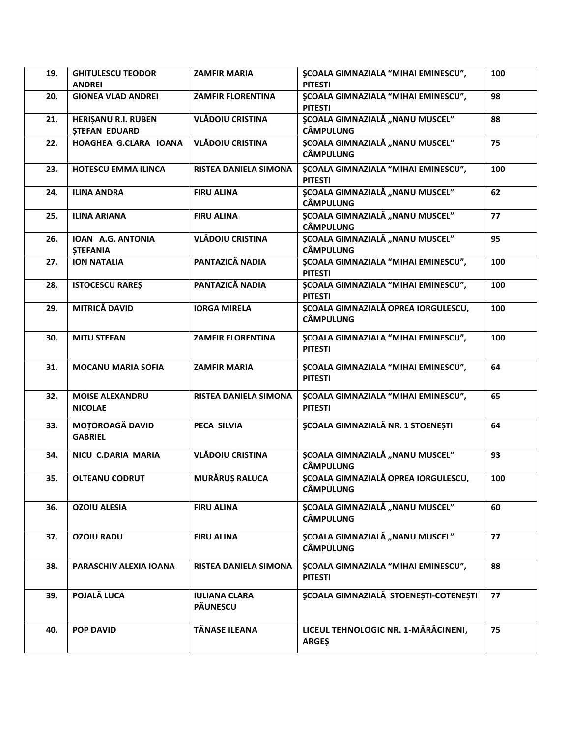| 19. | GHITULESCU TEODOR ANDREI | ZAMFIR MARIA | ŞCOALA GIMNAZIALA "MIHAI EMINESCU", PITESTI | 100 |
|---|---|---|---|---|
| 20. | GIONEA VLAD ANDREI | ZAMFIR FLORENTINA | ŞCOALA GIMNAZIALA "MIHAI EMINESCU", PITESTI | 98 |
| 21. | HERIȘANU R.I. RUBEN ȘTEFAN EDUARD | VLĂDOIU CRISTINA | ŞCOALA GIMNAZIALĂ „NANU MUSCEL" CÂMPULUNG | 88 |
| 22. | HOAGHEA G.CLARA IOANA | VLĂDOIU CRISTINA | ŞCOALA GIMNAZIALĂ „NANU MUSCEL" CÂMPULUNG | 75 |
| 23. | HOTESCU EMMA ILINCA | RISTEA DANIELA SIMONA | ŞCOALA GIMNAZIALA "MIHAI EMINESCU", PITESTI | 100 |
| 24. | ILINA ANDRA | FIRU ALINA | ŞCOALA GIMNAZIALĂ „NANU MUSCEL" CÂMPULUNG | 62 |
| 25. | ILINA ARIANA | FIRU ALINA | ŞCOALA GIMNAZIALĂ „NANU MUSCEL" CÂMPULUNG | 77 |
| 26. | IOAN A.G. ANTONIA ȘTEFANIA | VLĂDOIU CRISTINA | ŞCOALA GIMNAZIALĂ „NANU MUSCEL" CÂMPULUNG | 95 |
| 27. | ION NATALIA | PANTAZICĂ NADIA | ŞCOALA GIMNAZIALA "MIHAI EMINESCU", PITESTI | 100 |
| 28. | ISTOCESCU RAREȘ | PANTAZICĂ NADIA | ŞCOALA GIMNAZIALA "MIHAI EMINESCU", PITESTI | 100 |
| 29. | MITRICĂ DAVID | IORGA MIRELA | ŞCOALA GIMNAZIALĂ OPREA IORGULESCU, CÂMPULUNG | 100 |
| 30. | MITU STEFAN | ZAMFIR FLORENTINA | ŞCOALA GIMNAZIALA "MIHAI EMINESCU", PITESTI | 100 |
| 31. | MOCANU MARIA SOFIA | ZAMFIR MARIA | ŞCOALA GIMNAZIALA "MIHAI EMINESCU", PITESTI | 64 |
| 32. | MOISE ALEXANDRU NICOLAE | RISTEA DANIELA SIMONA | ŞCOALA GIMNAZIALA "MIHAI EMINESCU", PITESTI | 65 |
| 33. | MOȚOROAGĂ DAVID GABRIEL | PECA SILVIA | ŞCOALA GIMNAZIALĂ NR. 1 STOENEȘTI | 64 |
| 34. | NICU C.DARIA MARIA | VLĂDOIU CRISTINA | ŞCOALA GIMNAZIALĂ „NANU MUSCEL" CÂMPULUNG | 93 |
| 35. | OLTEANU CODRUȚ | MURĂRUȘ RALUCA | ŞCOALA GIMNAZIALĂ OPREA IORGULESCU, CÂMPULUNG | 100 |
| 36. | OZOIU ALESIA | FIRU ALINA | ŞCOALA GIMNAZIALĂ „NANU MUSCEL" CÂMPULUNG | 60 |
| 37. | OZOIU RADU | FIRU ALINA | ŞCOALA GIMNAZIALĂ „NANU MUSCEL" CÂMPULUNG | 77 |
| 38. | PARASCHIV ALEXIA IOANA | RISTEA DANIELA SIMONA | ŞCOALA GIMNAZIALA "MIHAI EMINESCU", PITESTI | 88 |
| 39. | POJALĂ LUCA | IULIANA CLARA PĂUNESCU | ŞCOALA GIMNAZIALĂ STOENEȘTI-COTENEȘTI | 77 |
| 40. | POP DAVID | TĂNASE ILEANA | LICEUL TEHNOLOGIC NR. 1-MĂRĂCINENI, ARGEȘ | 75 |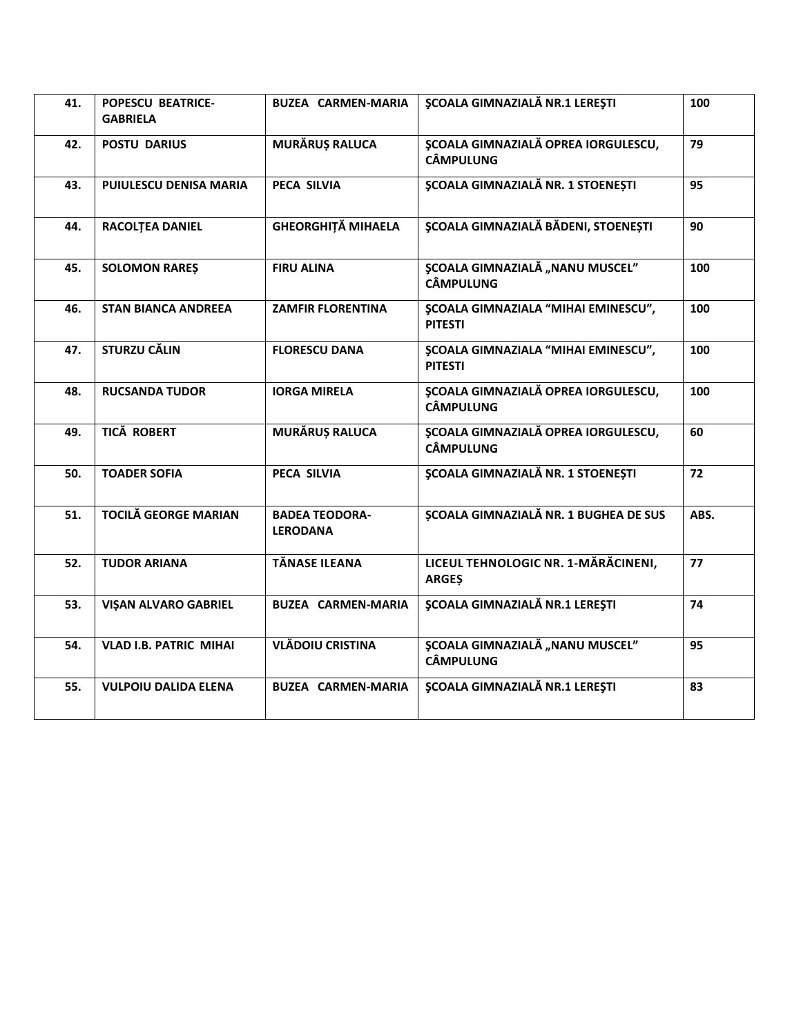| | | | | |
|---|---|---|---|---|
| 41. | POPESCU BEATRICE-GABRIELA | BUZEA CARMEN-MARIA | ŞCOALA GIMNAZIALĂ NR.1 LEREŞTI | 100 |
| 42. | POSTU DARIUS | MURĂRUȘ RALUCA | ŞCOALA GIMNAZIALĂ OPREA IORGULESCU, CÂMPULUNG | 79 |
| 43. | PUIULESCU DENISA MARIA | PECA SILVIA | ŞCOALA GIMNAZIALĂ NR. 1 STOENEȘTI | 95 |
| 44. | RACOLȚEA DANIEL | GHEORGHIȚĂ MIHAELA | ŞCOALA GIMNAZIALĂ BĂDENI, STOENEȘTI | 90 |
| 45. | SOLOMON RAREȘ | FIRU ALINA | ŞCOALA GIMNAZIALĂ „NANU MUSCEL" CÂMPULUNG | 100 |
| 46. | STAN BIANCA ANDREEA | ZAMFIR FLORENTINA | ŞCOALA GIMNAZIALA "MIHAI EMINESCU", PITESTI | 100 |
| 47. | STURZU CĂLIN | FLORESCU DANA | ŞCOALA GIMNAZIALA "MIHAI EMINESCU", PITESTI | 100 |
| 48. | RUCSANDA TUDOR | IORGA MIRELA | ŞCOALA GIMNAZIALĂ OPREA IORGULESCU, CÂMPULUNG | 100 |
| 49. | TICĂ ROBERT | MURĂRUȘ RALUCA | ŞCOALA GIMNAZIALĂ OPREA IORGULESCU, CÂMPULUNG | 60 |
| 50. | TOADER SOFIA | PECA SILVIA | ŞCOALA GIMNAZIALĂ NR. 1 STOENEȘTI | 72 |
| 51. | TOCILĂ GEORGE MARIAN | BADEA TEODORA-LERODANA | ȘCOALA GIMNAZIALĂ NR. 1 BUGHEA DE SUS | ABS. |
| 52. | TUDOR ARIANA | TĂNASE ILEANA | LICEUL TEHNOLOGIC NR. 1-MĂRĂCINENI, ARGEȘ | 77 |
| 53. | VIȘAN ALVARO GABRIEL | BUZEA CARMEN-MARIA | ŞCOALA GIMNAZIALĂ NR.1 LEREŞTI | 74 |
| 54. | VLAD I.B. PATRIC MIHAI | VLĂDOIU CRISTINA | ŞCOALA GIMNAZIALĂ „NANU MUSCEL" CÂMPULUNG | 95 |
| 55. | VULPOIU DALIDA ELENA | BUZEA CARMEN-MARIA | ŞCOALA GIMNAZIALĂ NR.1 LEREŞTI | 83 |